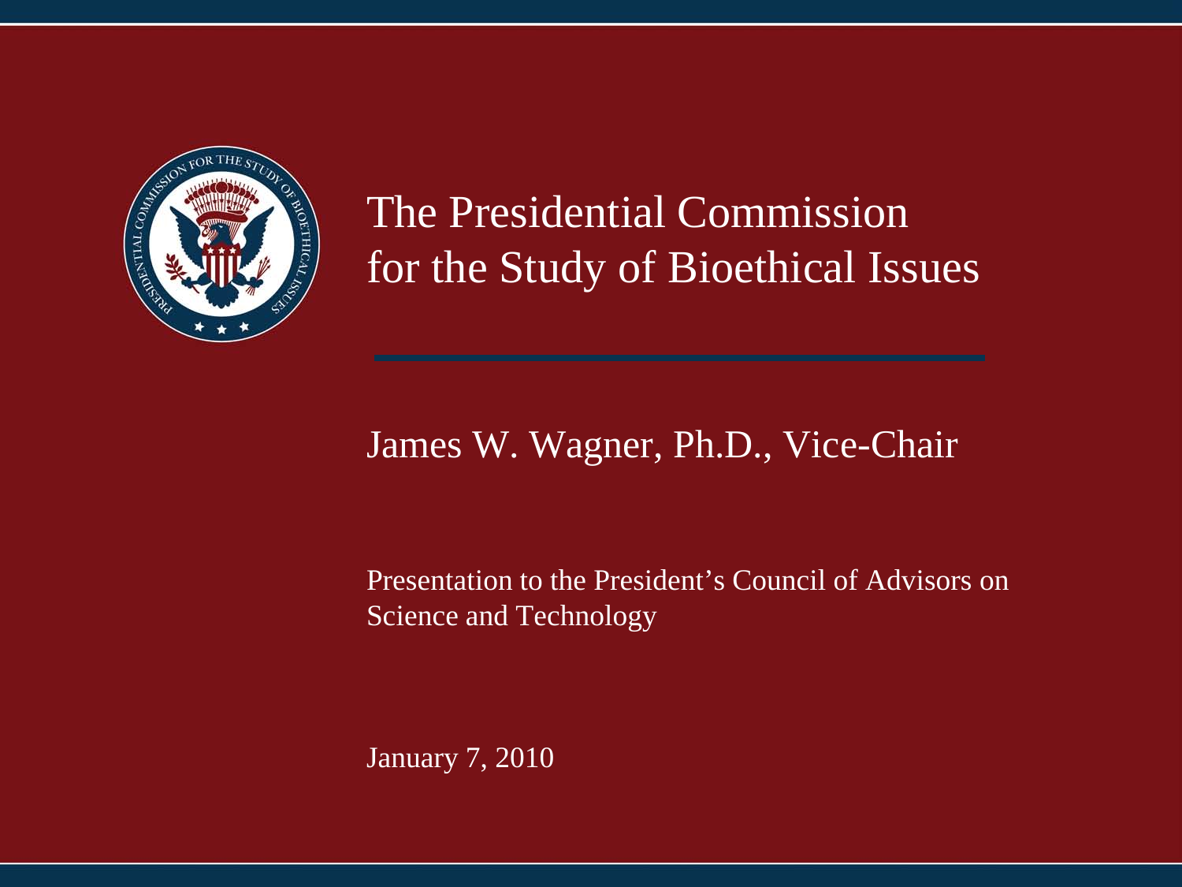# The Presidential Commission for the Study of Bioethical Issues

James W. Wagner, Ph.D., Vice-Chair

Presentation to the President's Council of Advisors on Science and Technology

January 7, 2010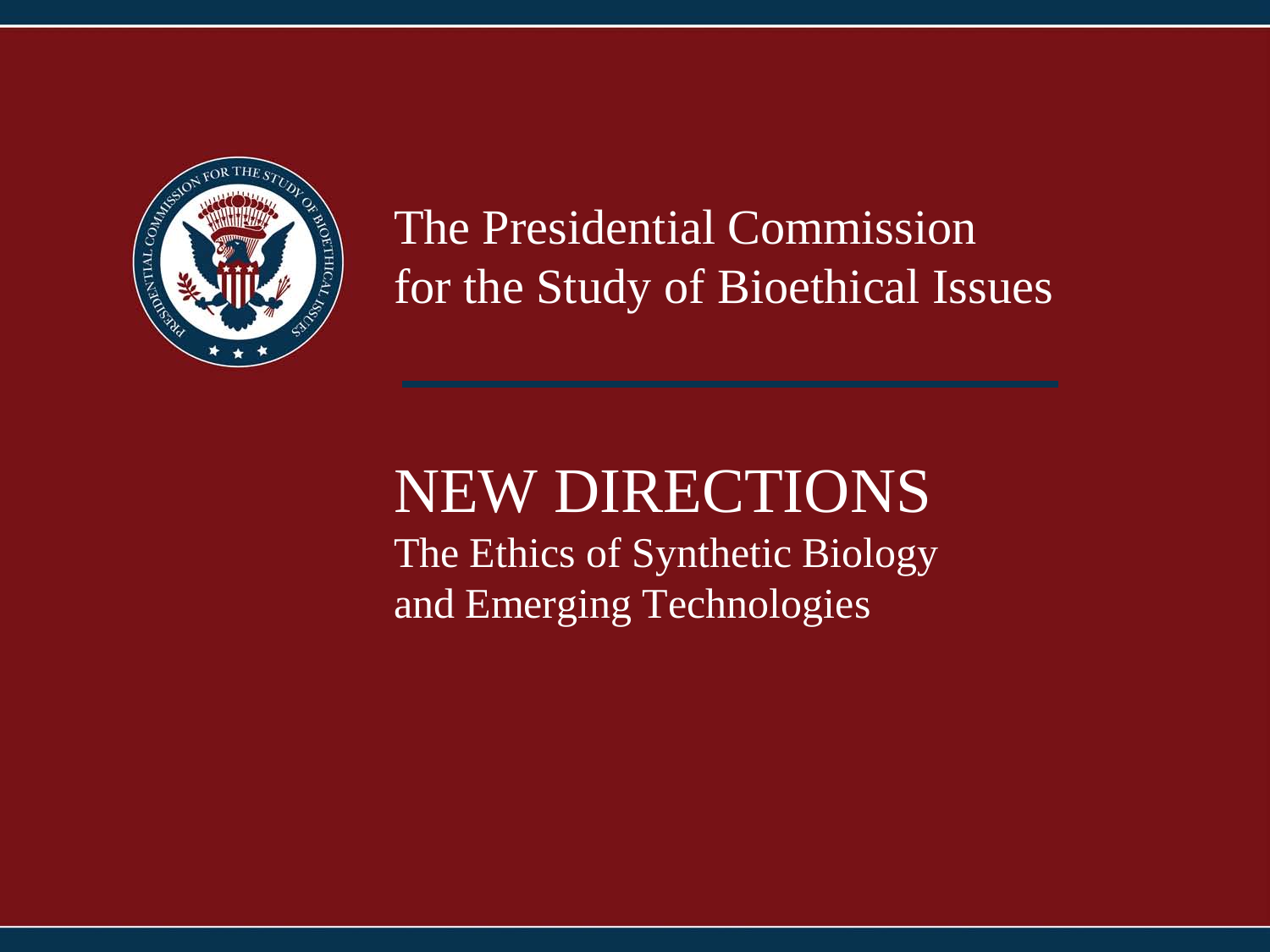# The Presidential Commission for the Study of Bioethical Issues

# NEW DIRECTIONS

## The Ethics of Synthetic Biology and Emerging Technologies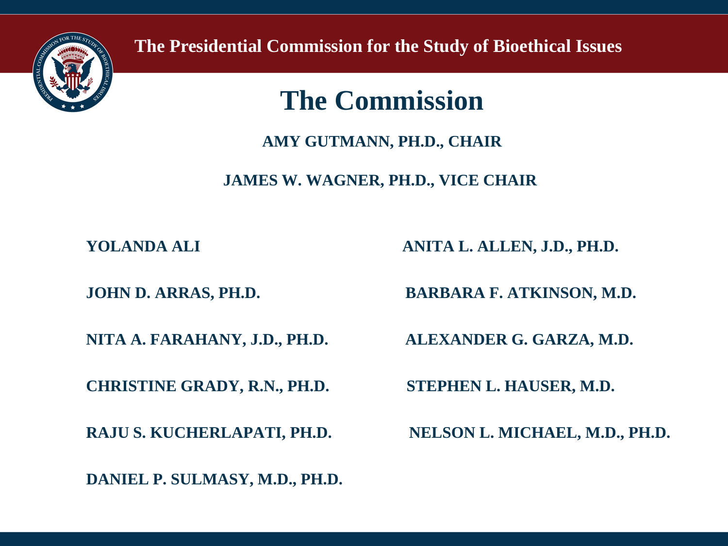The Presidential Commission for the Study of Bioethical Issues

# The Commission

**AMY GUTMANN, PH.D., CHAIR**

**JAMES W. WAGNER, PH.D., VICE CHAIR**

**YOLANDA ALI**

**ANITA L. ALLEN, J.D., PH.D.**

**JOHN D. ARRAS, PH.D.**

**BARBARA F. ATKINSON, M.D.**

**NITA A. FARAHANY, J.D., PH.D.**

**ALEXANDER G. GARZA, M.D.**

**CHRISTINE GRADY, R.N., PH.D.**

**STEPHEN L. HAUSER, M.D.**

**RAJU S. KUCHERLAPATI, PH.D.**

**NELSON L. MICHAEL, M.D., PH.D.**

**DANIEL P. SULMASY, M.D., PH.D.**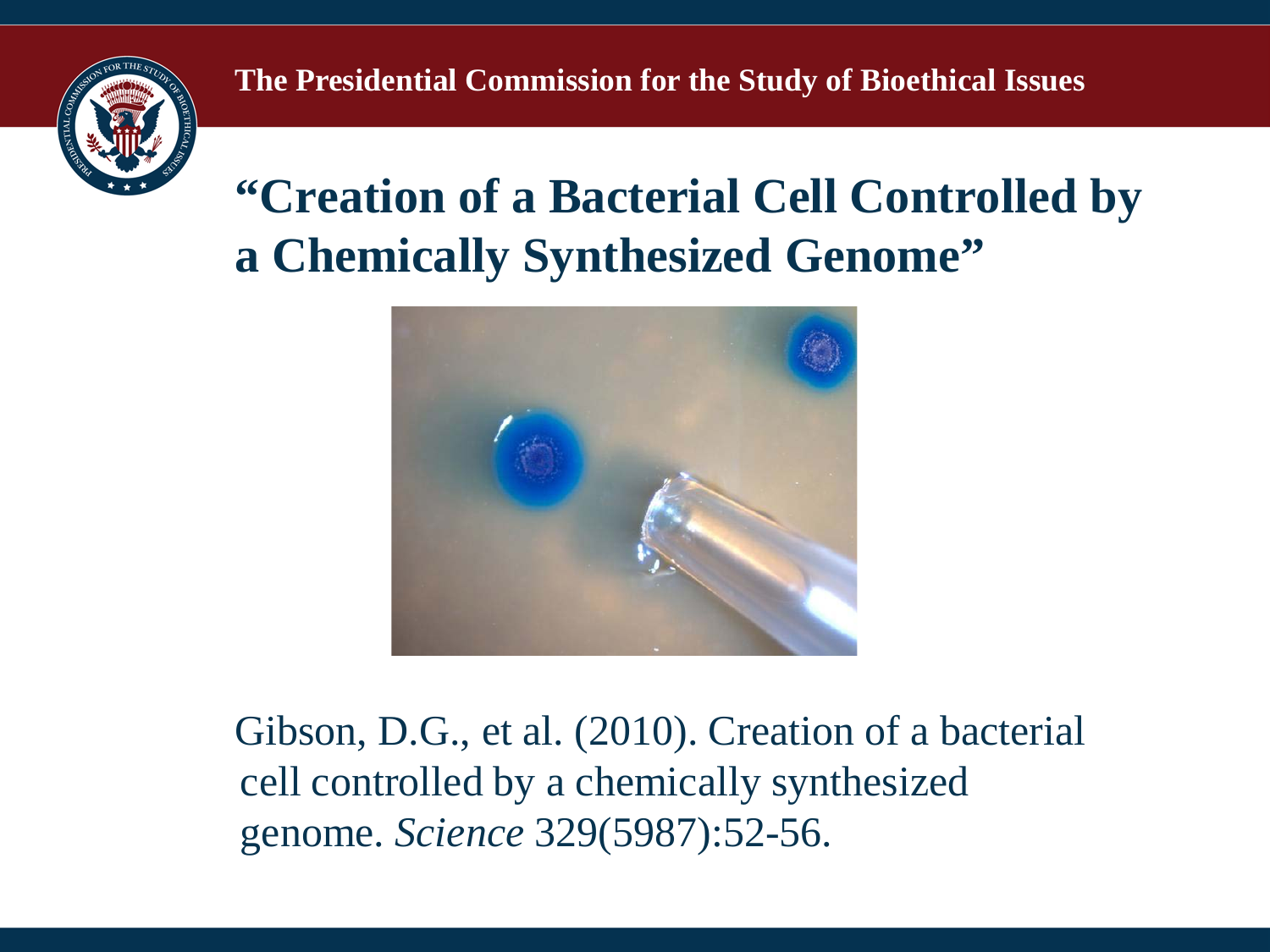# "Creation of a Bacterial Cell Controlled by a Chemically Synthesized Genome"

Gibson, D.G., et al. (2010). Creation of a bacterial cell controlled by a chemically synthesized genome. *Science* 329(5987):52-56.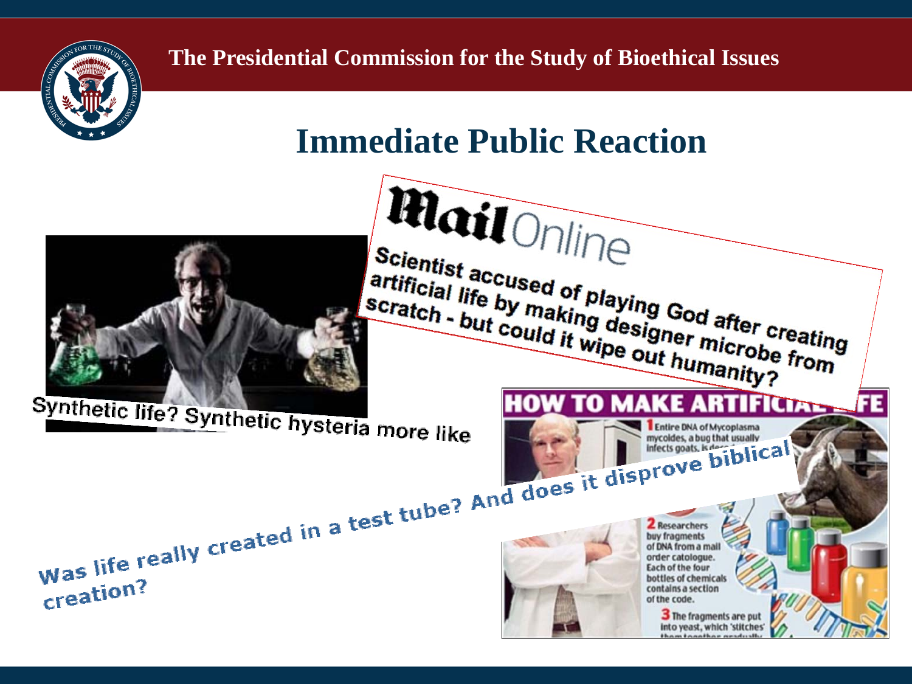# Immediate Public Reaction

Mail Online

Scientist accused of playing God after creating artificial life by making designer microbe from scratch - but could it wipe out humanity?

Synthetic life? Synthetic hysteria more like

HOW TO MAKE ARTIFICIAL LIFE

1 Entire DNA of Mycoplasma mycoides, a bug that usually infects goats, is deco...

2 Researchers buy fragments of DNA from a mail order catalogue. Each of the four bottles of chemicals contains a section of the code.

3 The fragments are put into yeast, which 'stitches' them together gradually...

Was life really created in a test tube? And does it disprove biblical creation?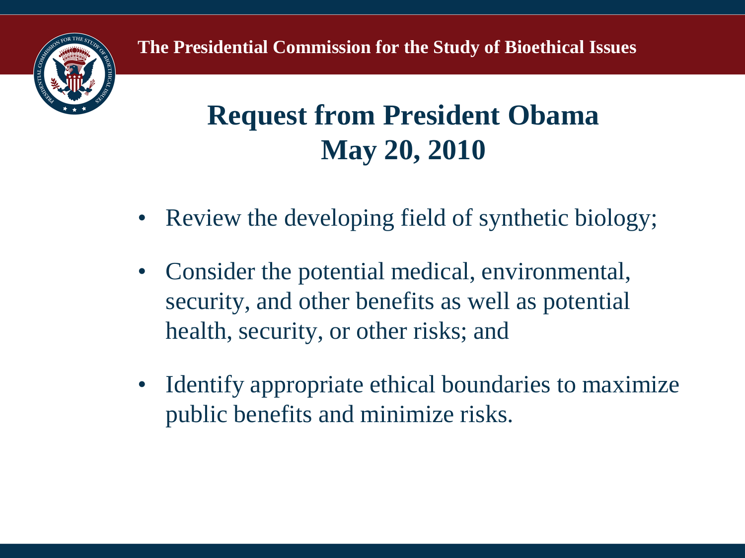# Request from President Obama May 20, 2010

- Review the developing field of synthetic biology;
- Consider the potential medical, environmental, security, and other benefits as well as potential health, security, or other risks; and
- Identify appropriate ethical boundaries to maximize public benefits and minimize risks.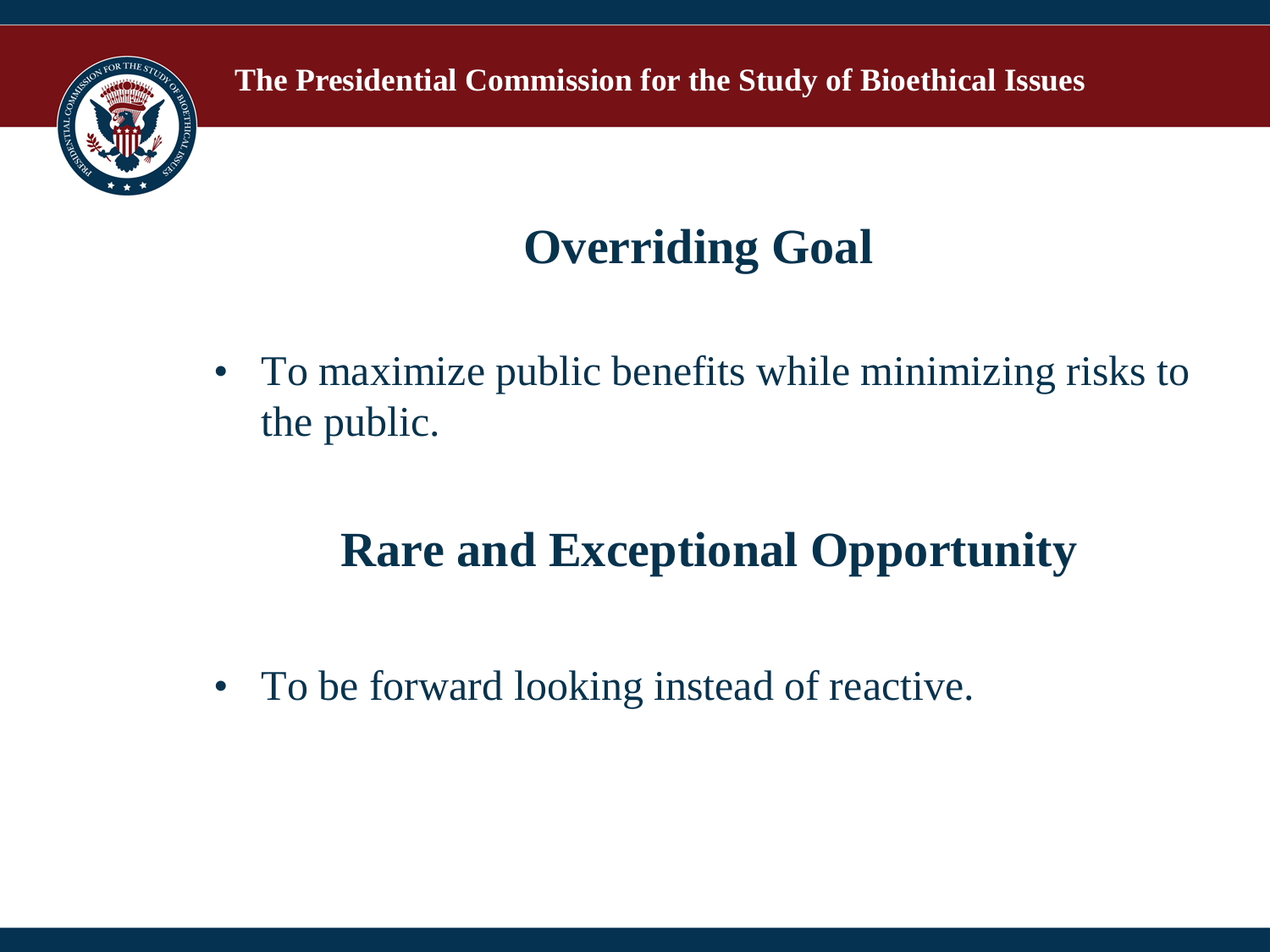## Overriding Goal

- To maximize public benefits while minimizing risks to the public.

## Rare and Exceptional Opportunity

- To be forward looking instead of reactive.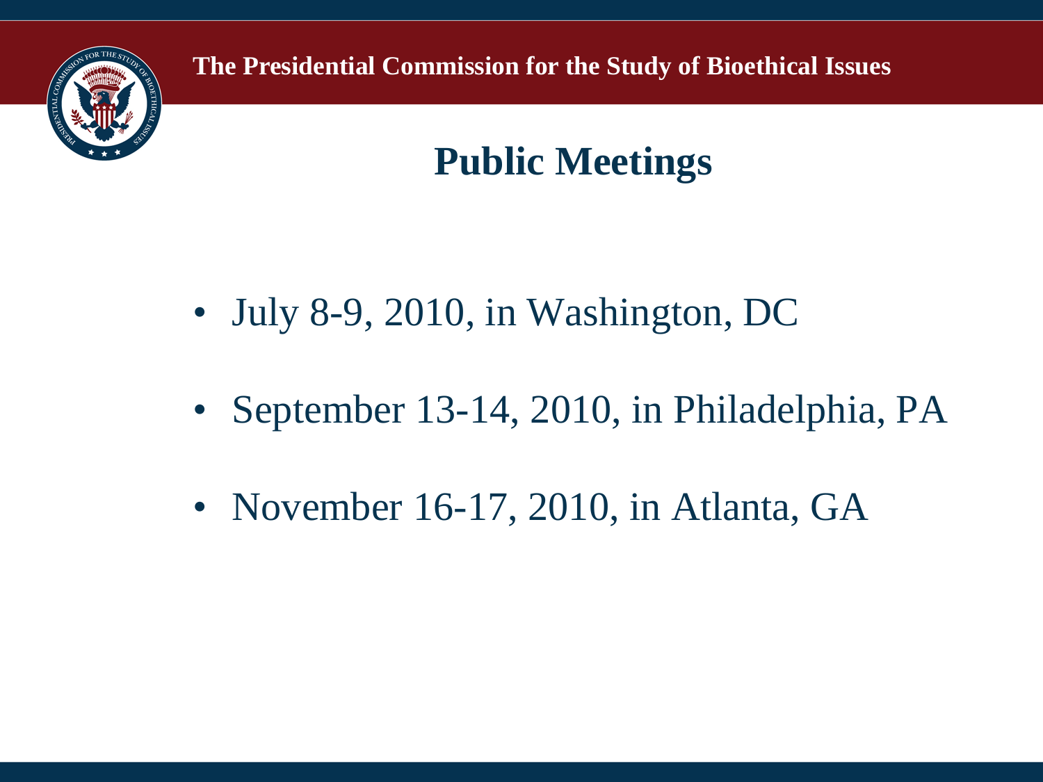# Public Meetings

- July 8-9, 2010, in Washington, DC
- September 13-14, 2010, in Philadelphia, PA
- November 16-17, 2010, in Atlanta, GA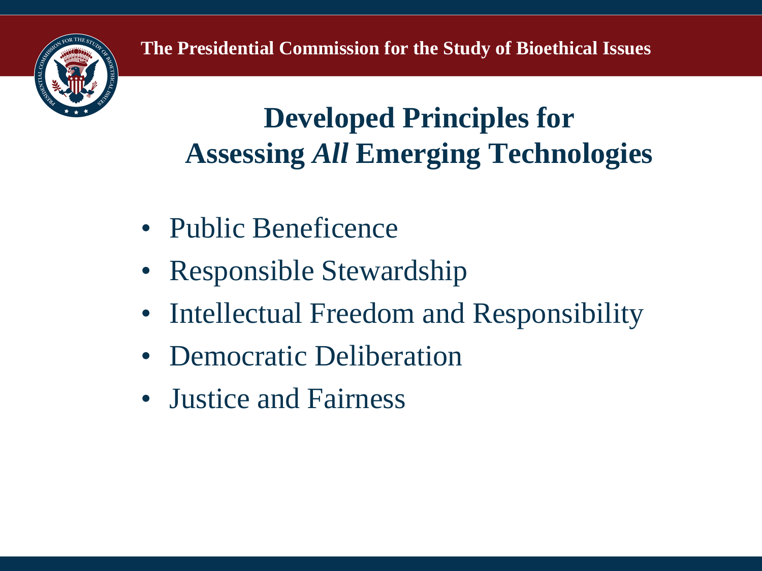# Developed Principles for Assessing *All* Emerging Technologies

- Public Beneficence
- Responsible Stewardship
- Intellectual Freedom and Responsibility
- Democratic Deliberation
- Justice and Fairness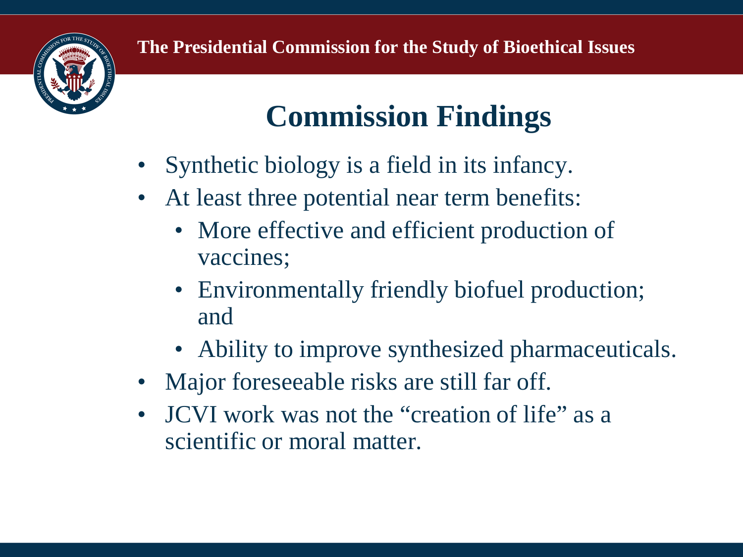The Presidential Commission for the Study of Bioethical Issues

# Commission Findings

- Synthetic biology is a field in its infancy.
- At least three potential near term benefits:
  - More effective and efficient production of vaccines;
  - Environmentally friendly biofuel production; and
  - Ability to improve synthesized pharmaceuticals.
- Major foreseeable risks are still far off.
- JCVI work was not the "creation of life" as a scientific or moral matter.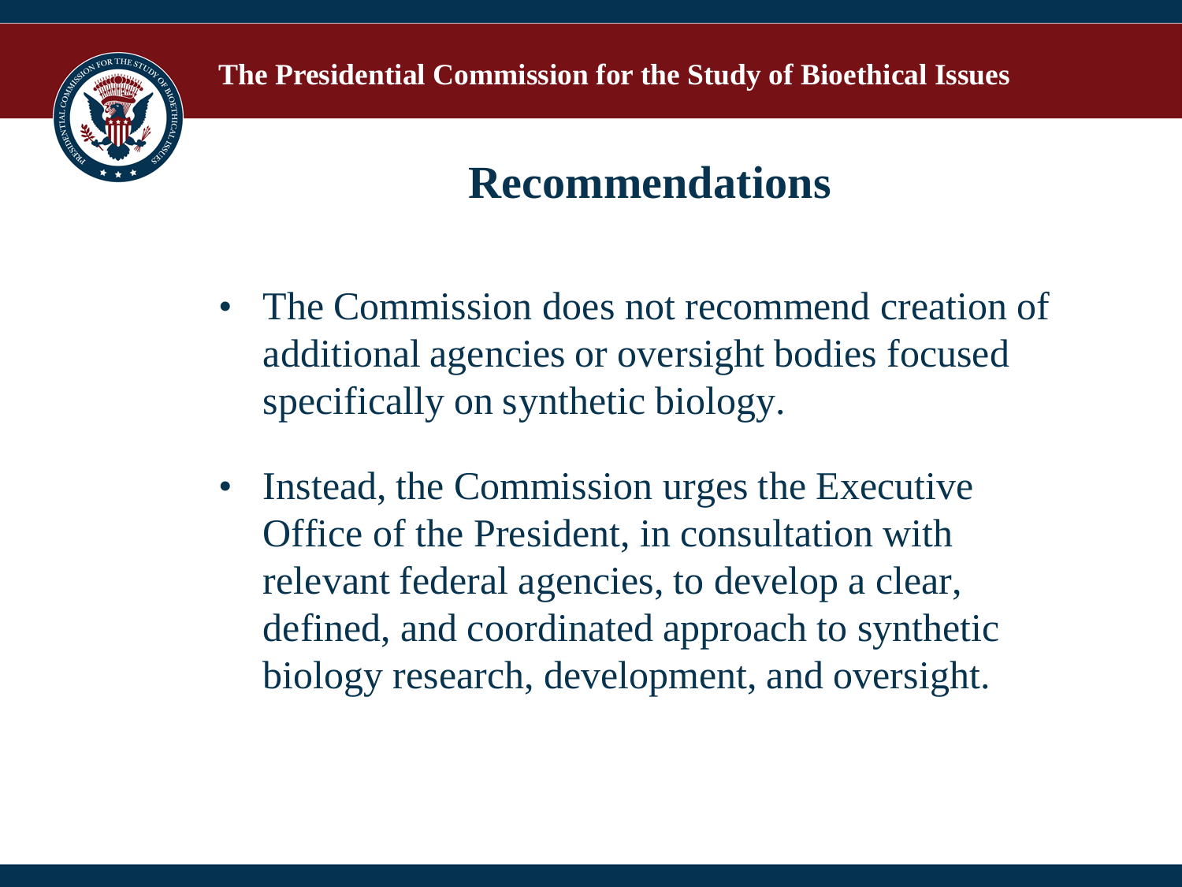## Recommendations

- The Commission does not recommend creation of additional agencies or oversight bodies focused specifically on synthetic biology.
- Instead, the Commission urges the Executive Office of the President, in consultation with relevant federal agencies, to develop a clear, defined, and coordinated approach to synthetic biology research, development, and oversight.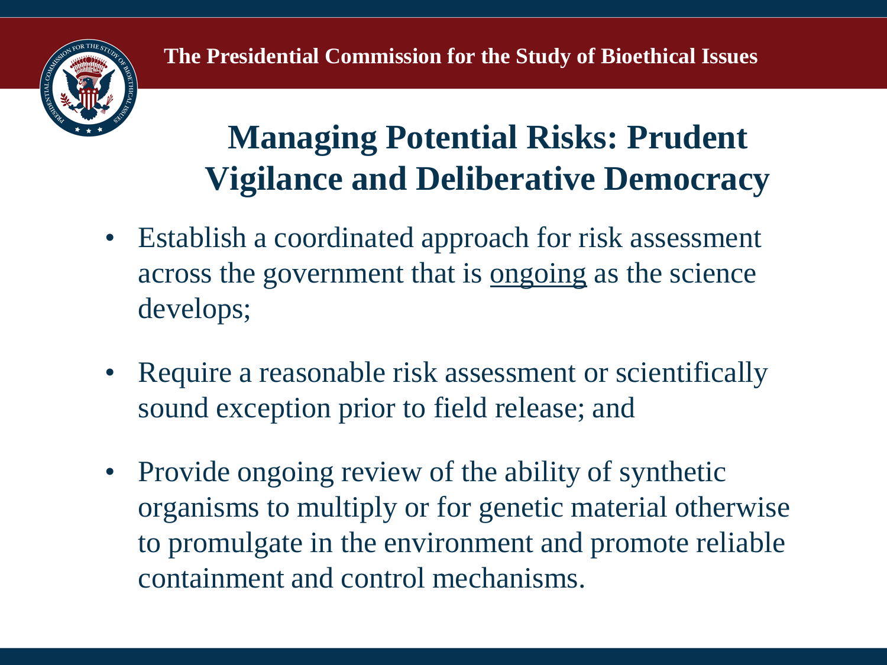# Managing Potential Risks: Prudent Vigilance and Deliberative Democracy

- Establish a coordinated approach for risk assessment across the government that is <u>ongoing</u> as the science develops;
- Require a reasonable risk assessment or scientifically sound exception prior to field release; and
- Provide ongoing review of the ability of synthetic organisms to multiply or for genetic material otherwise to promulgate in the environment and promote reliable containment and control mechanisms.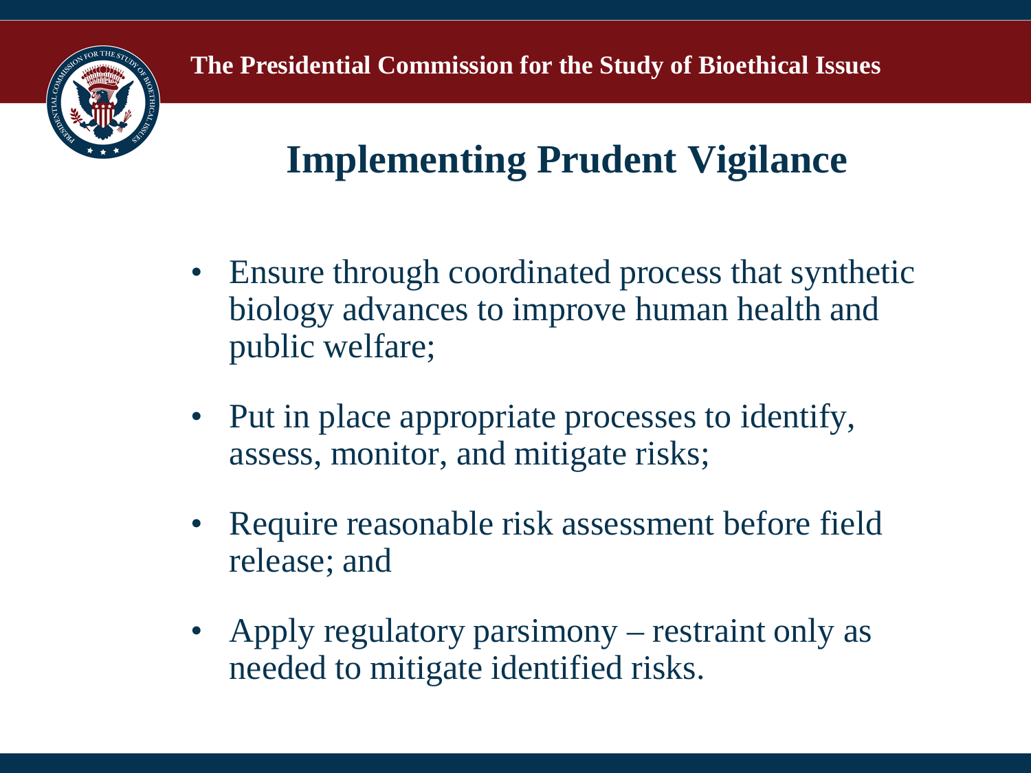# Implementing Prudent Vigilance

- Ensure through coordinated process that synthetic biology advances to improve human health and public welfare;
- Put in place appropriate processes to identify, assess, monitor, and mitigate risks;
- Require reasonable risk assessment before field release; and
- Apply regulatory parsimony – restraint only as needed to mitigate identified risks.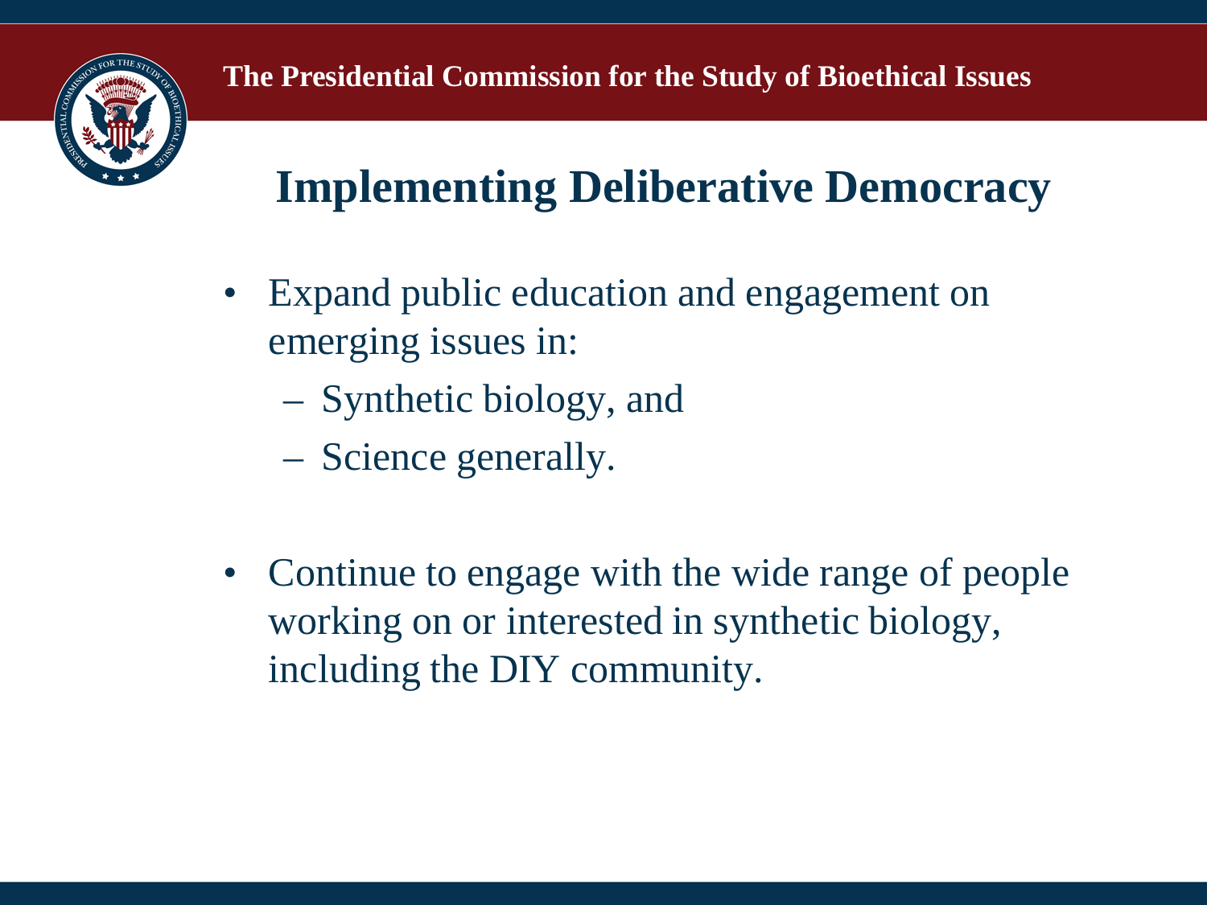# Implementing Deliberative Democracy

- Expand public education and engagement on emerging issues in:
  - Synthetic biology, and
  - Science generally.

- Continue to engage with the wide range of people working on or interested in synthetic biology, including the DIY community.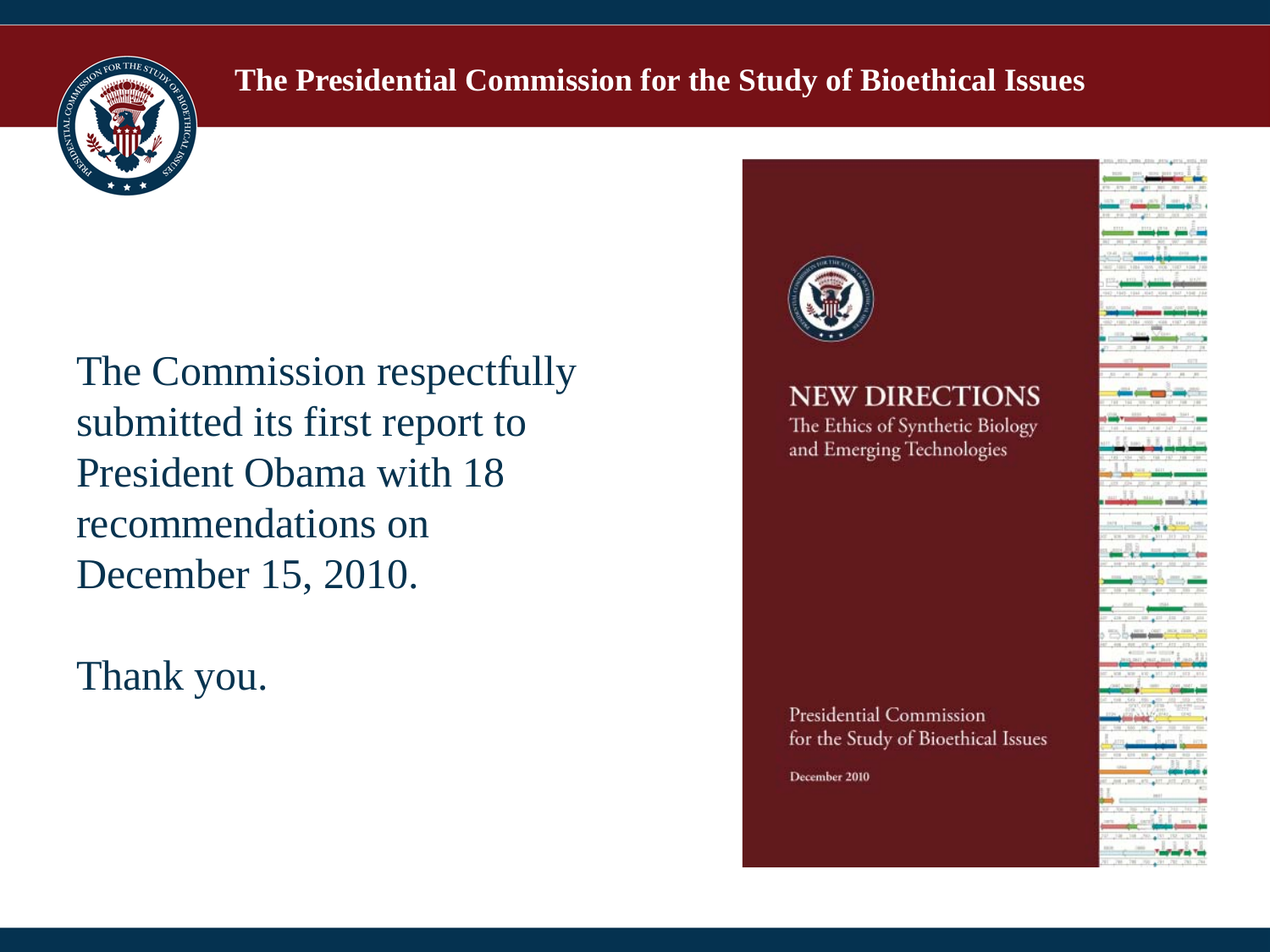The Commission respectfully submitted its first report to President Obama with 18 recommendations on December 15, 2010.

Thank you.

NEW DIRECTIONS

The Ethics of Synthetic Biology and Emerging Technologies

Presidential Commission for the Study of Bioethical Issues

December 2010